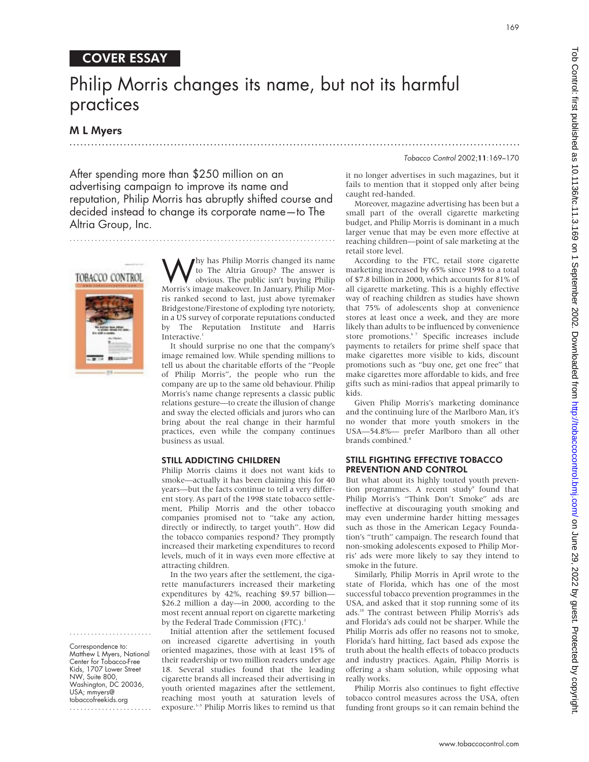COVER ESSAY

# Philip Morris changes its name, but not its harmful practices

## M L Myers

After spending more than $250 million on an advertising campaign to improve its name and reputation, Philip Morris has abruptly shifted course and decided instead to change its corporate name—to The Altria Group, Inc.

Why has Philip Morris changed its name to The Altria Group? The answer is obvious. The public isn't buying Philip Morris's image makeover. In January, Philip Morris ranked second to last, just above tyremaker Bridgestone/Firestone of exploding tyre notoriety, in a US survey of corporate reputations conducted by The Reputation Institute and Harris Interactive.[1]

It should surprise no one that the company's image remained low. While spending millions to tell us about the charitable efforts of the "People of Philip Morris", the people who run the company are up to the same old behaviour. Philip Morris's name change represents a classic public relations gesture—to create the illusion of change and sway the elected officials and jurors who can bring about the real change in their harmful practices, even while the company continues business as usual.

### STILL ADDICTING CHILDREN

Philip Morris claims it does not want kids to smoke—actually it has been claiming this for 40 years—but the facts continue to tell a very different story. As part of the 1998 state tobacco settlement, Philip Morris and the other tobacco companies promised not to "take any action, directly or indirectly, to target youth". How did the tobacco companies respond? They promptly increased their marketing expenditures to record levels, much of it in ways even more effective at attracting children.

In the two years after the settlement, the cigarette manufacturers increased their marketing expenditures by 42%, reaching $9.57 billion—$26.2 million a day—in 2000, according to the most recent annual report on cigarette marketing by the Federal Trade Commission (FTC).[2]

Initial attention after the settlement focused on increased cigarette advertising in youth oriented magazines, those with at least 15% of their readership or two million readers under age 18. Several studies found that the leading cigarette brands all increased their advertising in youth oriented magazines after the settlement, reaching most youth at saturation levels of exposure.[3–5] Philip Morris likes to remind us that it no longer advertises in such magazines, but it fails to mention that it stopped only after being caught red-handed.

Moreover, magazine advertising has been but a small part of the overall cigarette marketing budget, and Philip Morris is dominant in a much larger venue that may be even more effective at reaching children—point of sale marketing at the retail store level.

According to the FTC, retail store cigarette marketing increased by 65% since 1998 to a total of $7.8 billion in 2000, which accounts for 81% of all cigarette marketing. This is a highly effective way of reaching children as studies have shown that 75% of adolescents shop at convenience stores at least once a week, and they are more likely than adults to be influenced by convenience store promotions.[6,7] Specific increases include payments to retailers for prime shelf space that make cigarettes more visible to kids, discount promotions such as "buy one, get one free" that make cigarettes more affordable to kids, and free gifts such as mini-radios that appeal primarily to kids.

Given Philip Morris's marketing dominance and the continuing lure of the Marlboro Man, it's no wonder that more youth smokers in the USA—54.8%— prefer Marlboro than all other brands combined.[8]

### STILL FIGHTING EFFECTIVE TOBACCO PREVENTION AND CONTROL

But what about its highly touted youth prevention programmes. A recent study[9] found that Philip Morris's "Think Don't Smoke" ads are ineffective at discouraging youth smoking and may even undermine harder hitting messages such as those in the American Legacy Foundation's "truth" campaign. The research found that non-smoking adolescents exposed to Philip Morris' ads were more likely to say they intend to smoke in the future.

Similarly, Philip Morris in April wrote to the state of Florida, which has one of the most successful tobacco prevention programmes in the USA, and asked that it stop running some of its ads.[10] The contrast between Philip Morris's ads and Florida's ads could not be sharper. While the Philip Morris ads offer no reasons not to smoke, Florida's hard hitting, fact based ads expose the truth about the health effects of tobacco products and industry practices. Again, Philip Morris is offering a sham solution, while opposing what really works.

Philip Morris also continues to fight effective tobacco control measures across the USA, often funding front groups so it can remain behind the

Correspondence to: Matthew L Myers, National Center for Tobacco-Free Kids, 1707 Lower Street NW, Suite 800, Washington, DC 20036, USA; mmyers@tobaccofreekids.org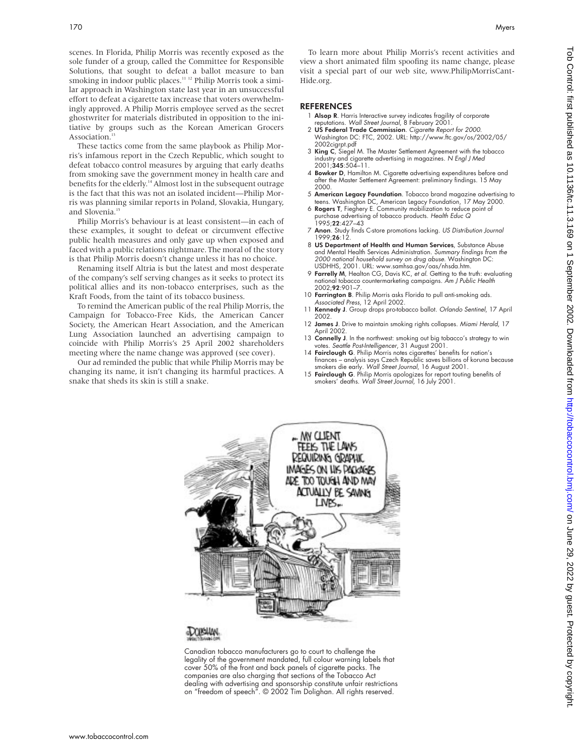scenes. In Florida, Philip Morris was recently exposed as the sole funder of a group, called the Committee for Responsible Solutions, that sought to defeat a ballot measure to ban smoking in indoor public places.[11 12] Philip Morris took a similar approach in Washington state last year in an unsuccessful effort to defeat a cigarette tax increase that voters overwhelmingly approved. A Philip Morris employee served as the secret ghostwriter for materials distributed in opposition to the initiative by groups such as the Korean American Grocers Association.[13]

These tactics come from the same playbook as Philip Morris's infamous report in the Czech Republic, which sought to defeat tobacco control measures by arguing that early deaths from smoking save the government money in health care and benefits for the elderly.[14] Almost lost in the subsequent outrage is the fact that this was not an isolated incident—Philip Morris was planning similar reports in Poland, Slovakia, Hungary, and Slovenia.[15]

Philip Morris's behaviour is at least consistent—in each of these examples, it sought to defeat or circumvent effective public health measures and only gave up when exposed and faced with a public relations nightmare. The moral of the story is that Philip Morris doesn't change unless it has no choice.

Renaming itself Altria is but the latest and most desperate of the company's self serving changes as it seeks to protect its political allies and its non-tobacco enterprises, such as the Kraft Foods, from the taint of its tobacco business.

To remind the American public of the real Philip Morris, the Campaign for Tobacco-Free Kids, the American Cancer Society, the American Heart Association, and the American Lung Association launched an advertising campaign to coincide with Philip Morris's 25 April 2002 shareholders meeting where the name change was approved (see cover).

Our ad reminded the public that while Philip Morris may be changing its name, it isn't changing its harmful practices. A snake that sheds its skin is still a snake.

To learn more about Philip Morris's recent activities and view a short animated film spoofing its name change, please visit a special part of our web site, www.PhilipMorrisCantHide.org.

## REFERENCES

1. **Alsop R**. Harris Interactive survey indicates fragility of corporate reputations. *Wall Street Journal*, 8 February 2001.
2. **US Federal Trade Commission**. *Cigarette Report for 2000*. Washington DC: FTC, 2002. URL: http://www.ftc.gov/os/2002/05/2002cigrpt.pdf
3. **King C**, Siegel M. The Master Settlement Agreement with the tobacco industry and cigarette advertising in magazines. *N Engl J Med* 2001;**345**:504–11.
4. **Bowker D**, Hamilton M. Cigarette advertising expenditures before and after the Master Settlement Agreement: preliminary findings. 15 May 2000.
5. **American Legacy Foundation**. Tobacco brand magazine advertising to teens. Washington DC, American Legacy Foundation, 17 May 2000.
6. **Rogers T**, Fieghery E. Community mobilization to reduce point of purchase advertising of tobacco products. *Health Educ Q* 1995;**22**:427–43
7. **Anon**. Study finds C-store promotions lacking. *US Distribution Journal* 1999;**26**:12.
8. **US Department of Health and Human Services**, Substance Abuse and Mental Health Services Administration. *Summary findings from the 2000 national household survey on drug abuse*. Washington DC: USDHHS, 2001. URL: www.samhsa.gov/oas/nhsda.htm.
9. **Farrelly M**, Healton CG, Davis KC, *et al*. Getting to the truth: evaluating national tobacco countermarketing campaigns. *Am J Public Health* 2002;**92**:901–7.
10. **Farrington B**. Philip Morris asks Florida to pull anti-smoking ads. *Associated Press*, 12 April 2002.
11. **Kennedy J**. Group drops pro-tobacco ballot. *Orlando Sentinel*, 17 April 2002.
12. **James J**. Drive to maintain smoking rights collapses. *Miami Herald*, 17 April 2002.
13. **Connelly J**. In the northwest: smoking out big tobacco's strategy to win votes. *Seattle Post-Intelligencer*, 31 August 2001.
14. **Fairclough G**. Philip Morris notes cigarettes' benefits for nation's finances – analysis says Czech Republic saves billions of koruna because smokers die early. *Wall Street Journal*, 16 August 2001.
15. **Fairclough G**. Philip Morris apologizes for report touting benefits of smokers' deaths. *Wall Street Journal*, 16 July 2001.

Canadian tobacco manufacturers go to court to challenge the legality of the government mandated, full colour warning labels that cover 50% of the front and back panels of cigarette packs. The companies are also charging that sections of the Tobacco Act dealing with advertising and sponsorship constitute unfair restrictions on "freedom of speech". © 2002 Tim Dolighan. All rights reserved.